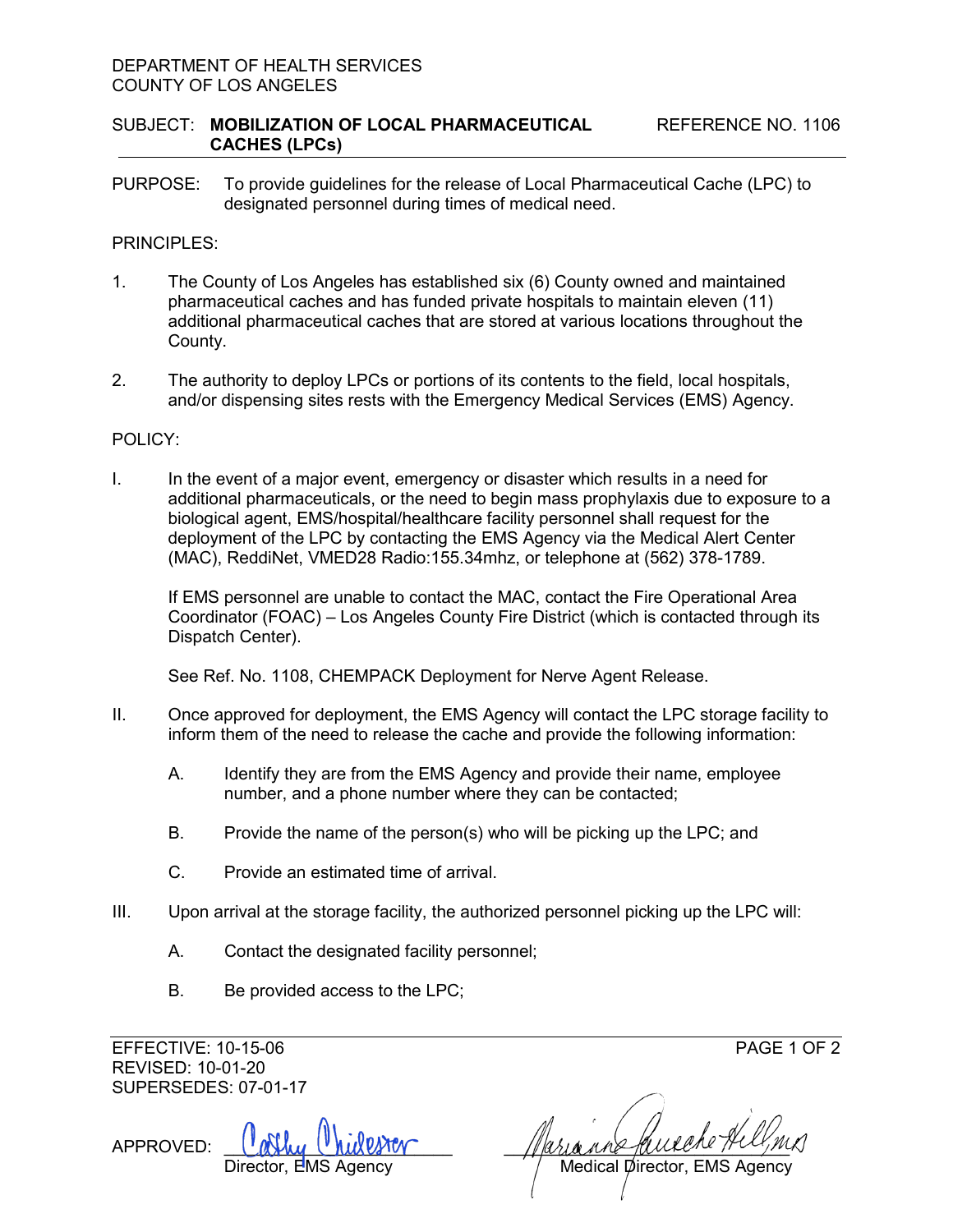DEPARTMENT OF HEALTH SERVICES
COUNTY OF LOS ANGELES

SUBJECT: **MOBILIZATION OF LOCAL PHARMACEUTICAL CACHES (LPCs)** REFERENCE NO. 1106

PURPOSE: To provide guidelines for the release of Local Pharmaceutical Cache (LPC) to designated personnel during times of medical need.

PRINCIPLES:

1. The County of Los Angeles has established six (6) County owned and maintained pharmaceutical caches and has funded private hospitals to maintain eleven (11) additional pharmaceutical caches that are stored at various locations throughout the County.

2. The authority to deploy LPCs or portions of its contents to the field, local hospitals, and/or dispensing sites rests with the Emergency Medical Services (EMS) Agency.

POLICY:

I. In the event of a major event, emergency or disaster which results in a need for additional pharmaceuticals, or the need to begin mass prophylaxis due to exposure to a biological agent, EMS/hospital/healthcare facility personnel shall request for the deployment of the LPC by contacting the EMS Agency via the Medical Alert Center (MAC), ReddiNet, VMED28 Radio:155.34mhz, or telephone at (562) 378-1789.

   If EMS personnel are unable to contact the MAC, contact the Fire Operational Area Coordinator (FOAC) – Los Angeles County Fire District (which is contacted through its Dispatch Center).

   See Ref. No. 1108, CHEMPACK Deployment for Nerve Agent Release.

II. Once approved for deployment, the EMS Agency will contact the LPC storage facility to inform them of the need to release the cache and provide the following information:

   A. Identify they are from the EMS Agency and provide their name, employee number, and a phone number where they can be contacted;

   B. Provide the name of the person(s) who will be picking up the LPC; and

   C. Provide an estimated time of arrival.

III. Upon arrival at the storage facility, the authorized personnel picking up the LPC will:

   A. Contact the designated facility personnel;

   B. Be provided access to the LPC;

EFFECTIVE: 10-15-06
REVISED: 10-01-20
SUPERSEDES: 07-01-17

APPROVED: Cathy Chidester, Director, EMS Agency — Marianne Gausche-Hill, MD, Medical Director, EMS Agency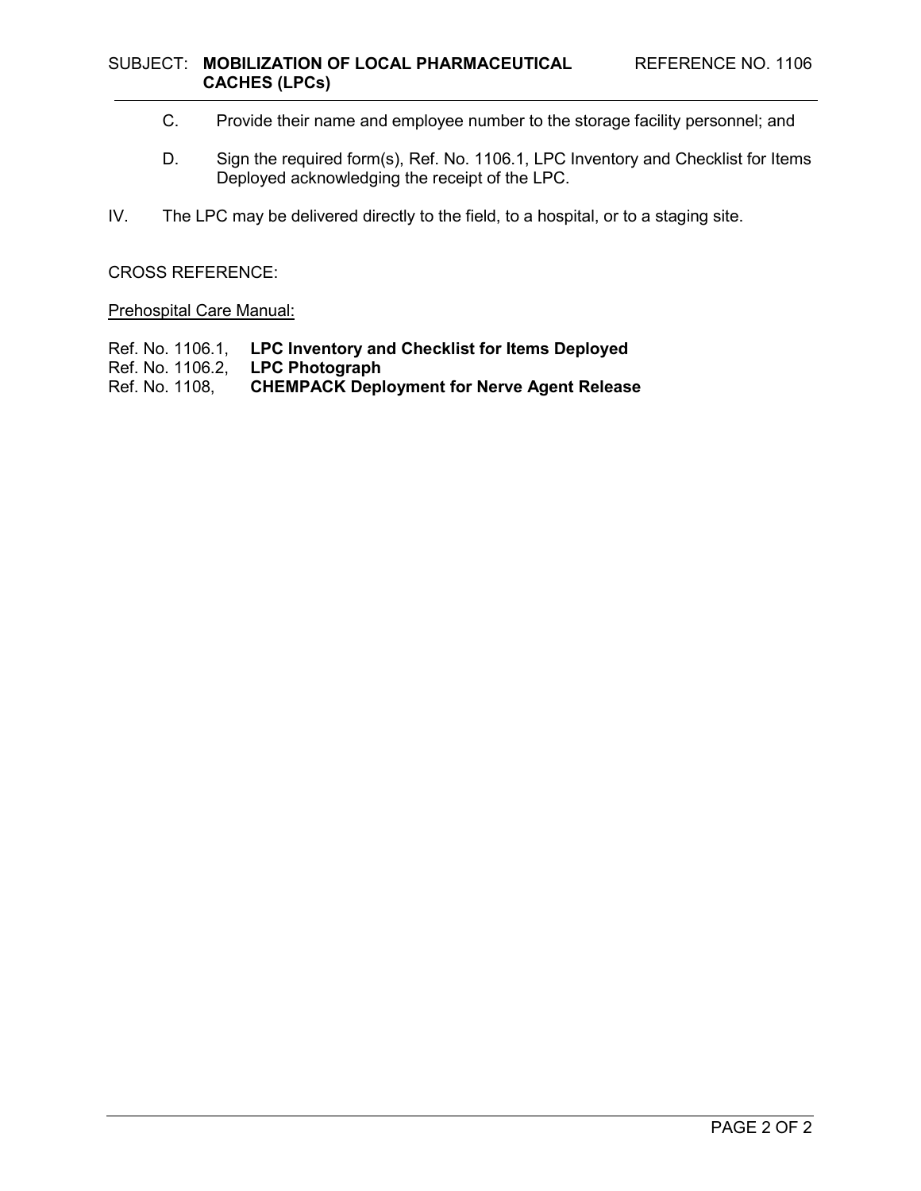C. Provide their name and employee number to the storage facility personnel; and

D. Sign the required form(s), Ref. No. 1106.1, LPC Inventory and Checklist for Items Deployed acknowledging the receipt of the LPC.

IV. The LPC may be delivered directly to the field, to a hospital, or to a staging site.

CROSS REFERENCE:

Prehospital Care Manual:

Ref. No. 1106.1, **LPC Inventory and Checklist for Items Deployed**
Ref. No. 1106.2, **LPC Photograph**
Ref. No. 1108, **CHEMPACK Deployment for Nerve Agent Release**